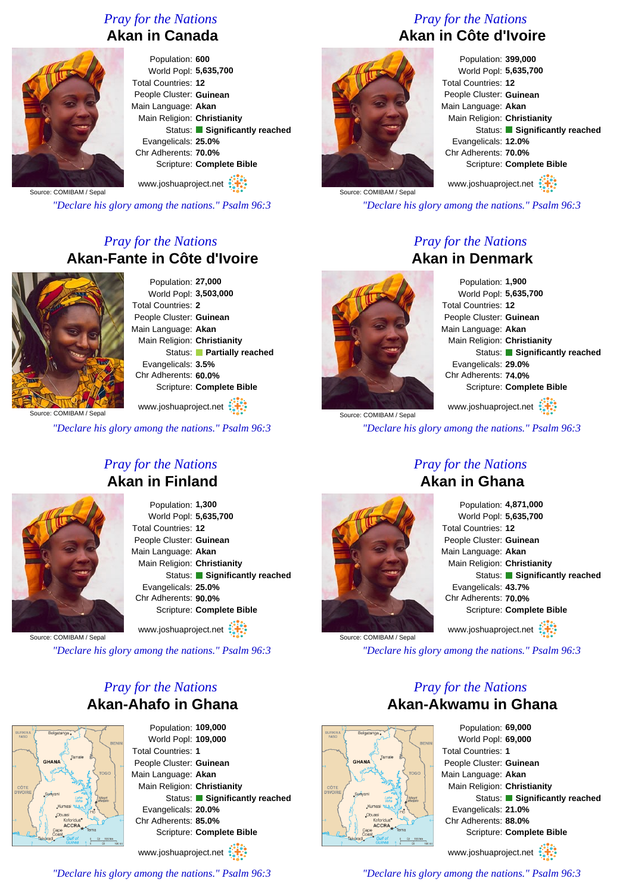*Pray for the Nations*

## Akan in Canada

Population: **600**
World Popl: **5,635,700**
Total Countries: **12**
People Cluster: **Guinean**
Main Language: **Akan**
Main Religion: **Christianity**
Status: **Significantly reached**
Evangelicals: **25.0%**
Chr Adherents: **70.0%**
Scripture: **Complete Bible**

Source: COMIBAM / Sepal

www.joshuaproject.net

*"Declare his glory among the nations." Psalm 96:3*

*Pray for the Nations*

## Akan in Côte d'Ivoire

Population: **399,000**
World Popl: **5,635,700**
Total Countries: **12**
People Cluster: **Guinean**
Main Language: **Akan**
Main Religion: **Christianity**
Status: **Significantly reached**
Evangelicals: **12.0%**
Chr Adherents: **70.0%**
Scripture: **Complete Bible**

Source: COMIBAM / Sepal

www.joshuaproject.net

*"Declare his glory among the nations." Psalm 96:3*

*Pray for the Nations*

## Akan-Fante in Côte d'Ivoire

Population: **27,000**
World Popl: **3,503,000**
Total Countries: **2**
People Cluster: **Guinean**
Main Language: **Akan**
Main Religion: **Christianity**
Status: **Partially reached**
Evangelicals: **3.5%**
Chr Adherents: **60.0%**
Scripture: **Complete Bible**

Source: COMIBAM / Sepal

www.joshuaproject.net

*"Declare his glory among the nations." Psalm 96:3*

*Pray for the Nations*

## Akan in Denmark

Population: **1,900**
World Popl: **5,635,700**
Total Countries: **12**
People Cluster: **Guinean**
Main Language: **Akan**
Main Religion: **Christianity**
Status: **Significantly reached**
Evangelicals: **29.0%**
Chr Adherents: **74.0%**
Scripture: **Complete Bible**

Source: COMIBAM / Sepal

www.joshuaproject.net

*"Declare his glory among the nations." Psalm 96:3*

*Pray for the Nations*

## Akan in Finland

Population: **1,300**
World Popl: **5,635,700**
Total Countries: **12**
People Cluster: **Guinean**
Main Language: **Akan**
Main Religion: **Christianity**
Status: **Significantly reached**
Evangelicals: **25.0%**
Chr Adherents: **90.0%**
Scripture: **Complete Bible**

Source: COMIBAM / Sepal

www.joshuaproject.net

*"Declare his glory among the nations." Psalm 96:3*

*Pray for the Nations*

## Akan in Ghana

Population: **4,871,000**
World Popl: **5,635,700**
Total Countries: **12**
People Cluster: **Guinean**
Main Language: **Akan**
Main Religion: **Christianity**
Status: **Significantly reached**
Evangelicals: **43.7%**
Chr Adherents: **70.0%**
Scripture: **Complete Bible**

Source: COMIBAM / Sepal

www.joshuaproject.net

*"Declare his glory among the nations." Psalm 96:3*

*Pray for the Nations*

## Akan-Ahafo in Ghana

Population: **109,000**
World Popl: **109,000**
Total Countries: **1**
People Cluster: **Guinean**
Main Language: **Akan**
Main Religion: **Christianity**
Status: **Significantly reached**
Evangelicals: **20.0%**
Chr Adherents: **85.0%**
Scripture: **Complete Bible**

www.joshuaproject.net

*"Declare his glory among the nations." Psalm 96:3*

*Pray for the Nations*

## Akan-Akwamu in Ghana

Population: **69,000**
World Popl: **69,000**
Total Countries: **1**
People Cluster: **Guinean**
Main Language: **Akan**
Main Religion: **Christianity**
Status: **Significantly reached**
Evangelicals: **21.0%**
Chr Adherents: **88.0%**
Scripture: **Complete Bible**

www.joshuaproject.net

*"Declare his glory among the nations." Psalm 96:3*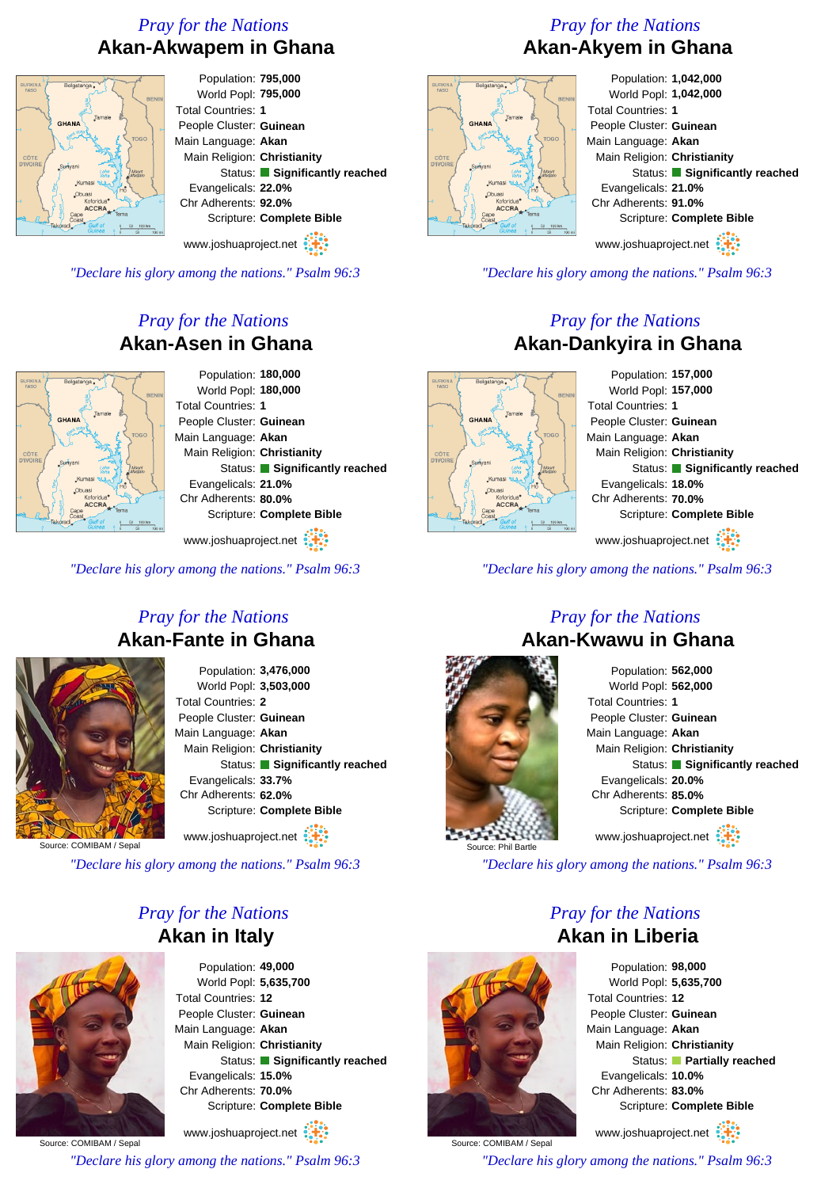## Pray for the Nations

# Akan-Akwapem in Ghana

Population: **795,000**
World Popl: **795,000**
Total Countries: **1**
People Cluster: **Guinean**
Main Language: **Akan**
Main Religion: **Christianity**
Status: **Significantly reached**
Evangelicals: **22.0%**
Chr Adherents: **92.0%**
Scripture: **Complete Bible**

www.joshuaproject.net

*"Declare his glory among the nations." Psalm 96:3*

## Pray for the Nations

# Akan-Akyem in Ghana

Population: **1,042,000**
World Popl: **1,042,000**
Total Countries: **1**
People Cluster: **Guinean**
Main Language: **Akan**
Main Religion: **Christianity**
Status: **Significantly reached**
Evangelicals: **21.0%**
Chr Adherents: **91.0%**
Scripture: **Complete Bible**

www.joshuaproject.net

*"Declare his glory among the nations." Psalm 96:3*

## Pray for the Nations

# Akan-Asen in Ghana

Population: **180,000**
World Popl: **180,000**
Total Countries: **1**
People Cluster: **Guinean**
Main Language: **Akan**
Main Religion: **Christianity**
Status: **Significantly reached**
Evangelicals: **21.0%**
Chr Adherents: **80.0%**
Scripture: **Complete Bible**

www.joshuaproject.net

*"Declare his glory among the nations." Psalm 96:3*

## Pray for the Nations

# Akan-Dankyira in Ghana

Population: **157,000**
World Popl: **157,000**
Total Countries: **1**
People Cluster: **Guinean**
Main Language: **Akan**
Main Religion: **Christianity**
Status: **Significantly reached**
Evangelicals: **18.0%**
Chr Adherents: **70.0%**
Scripture: **Complete Bible**

www.joshuaproject.net

*"Declare his glory among the nations." Psalm 96:3*

## Pray for the Nations

# Akan-Fante in Ghana

Source: COMIBAM / Sepal

Population: **3,476,000**
World Popl: **3,503,000**
Total Countries: **2**
People Cluster: **Guinean**
Main Language: **Akan**
Main Religion: **Christianity**
Status: **Significantly reached**
Evangelicals: **33.7%**
Chr Adherents: **62.0%**
Scripture: **Complete Bible**

www.joshuaproject.net

*"Declare his glory among the nations." Psalm 96:3*

## Pray for the Nations

# Akan-Kwawu in Ghana

Source: Phil Bartle

Population: **562,000**
World Popl: **562,000**
Total Countries: **1**
People Cluster: **Guinean**
Main Language: **Akan**
Main Religion: **Christianity**
Status: **Significantly reached**
Evangelicals: **20.0%**
Chr Adherents: **85.0%**
Scripture: **Complete Bible**

www.joshuaproject.net

*"Declare his glory among the nations." Psalm 96:3*

## Pray for the Nations

# Akan in Italy

Source: COMIBAM / Sepal

Population: **49,000**
World Popl: **5,635,700**
Total Countries: **12**
People Cluster: **Guinean**
Main Language: **Akan**
Main Religion: **Christianity**
Status: **Significantly reached**
Evangelicals: **15.0%**
Chr Adherents: **70.0%**
Scripture: **Complete Bible**

www.joshuaproject.net

*"Declare his glory among the nations." Psalm 96:3*

## Pray for the Nations

# Akan in Liberia

Source: COMIBAM / Sepal

Population: **98,000**
World Popl: **5,635,700**
Total Countries: **12**
People Cluster: **Guinean**
Main Language: **Akan**
Main Religion: **Christianity**
Status: **Partially reached**
Evangelicals: **10.0%**
Chr Adherents: **83.0%**
Scripture: **Complete Bible**

www.joshuaproject.net

*"Declare his glory among the nations." Psalm 96:3*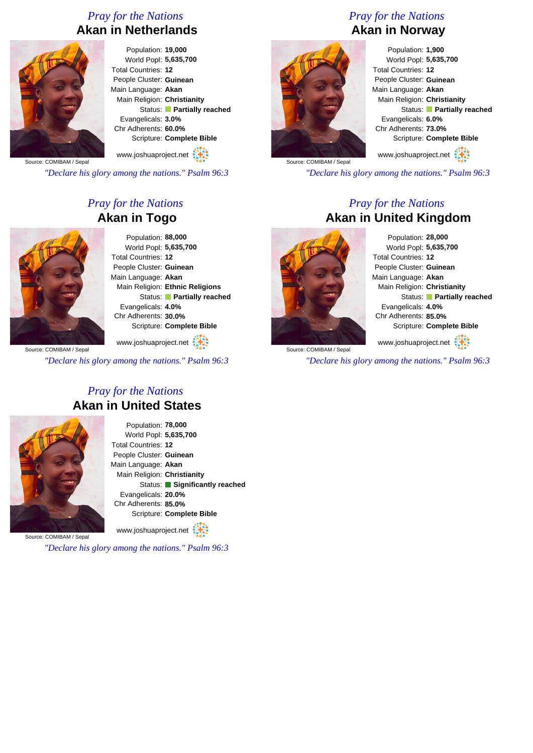*Pray for the Nations*

## Akan in Netherlands

Source: COMIBAM / Sepal

Population: **19,000**
World Popl: **5,635,700**
Total Countries: **12**
People Cluster: **Guinean**
Main Language: **Akan**
Main Religion: **Christianity**
Status: **Partially reached**
Evangelicals: **3.0%**
Chr Adherents: **60.0%**
Scripture: **Complete Bible**

www.joshuaproject.net

*"Declare his glory among the nations." Psalm 96:3*

*Pray for the Nations*

## Akan in Norway

Source: COMIBAM / Sepal

Population: **1,900**
World Popl: **5,635,700**
Total Countries: **12**
People Cluster: **Guinean**
Main Language: **Akan**
Main Religion: **Christianity**
Status: **Partially reached**
Evangelicals: **6.0%**
Chr Adherents: **73.0%**
Scripture: **Complete Bible**

www.joshuaproject.net

*"Declare his glory among the nations." Psalm 96:3*

*Pray for the Nations*

## Akan in Togo

Source: COMIBAM / Sepal

Population: **88,000**
World Popl: **5,635,700**
Total Countries: **12**
People Cluster: **Guinean**
Main Language: **Akan**
Main Religion: **Ethnic Religions**
Status: **Partially reached**
Evangelicals: **4.0%**
Chr Adherents: **30.0%**
Scripture: **Complete Bible**

www.joshuaproject.net

*"Declare his glory among the nations." Psalm 96:3*

*Pray for the Nations*

## Akan in United Kingdom

Source: COMIBAM / Sepal

Population: **28,000**
World Popl: **5,635,700**
Total Countries: **12**
People Cluster: **Guinean**
Main Language: **Akan**
Main Religion: **Christianity**
Status: **Partially reached**
Evangelicals: **4.0%**
Chr Adherents: **85.0%**
Scripture: **Complete Bible**

www.joshuaproject.net

*"Declare his glory among the nations." Psalm 96:3*

*Pray for the Nations*

## Akan in United States

Source: COMIBAM / Sepal

Population: **78,000**
World Popl: **5,635,700**
Total Countries: **12**
People Cluster: **Guinean**
Main Language: **Akan**
Main Religion: **Christianity**
Status: **Significantly reached**
Evangelicals: **20.0%**
Chr Adherents: **85.0%**
Scripture: **Complete Bible**

www.joshuaproject.net

*"Declare his glory among the nations." Psalm 96:3*